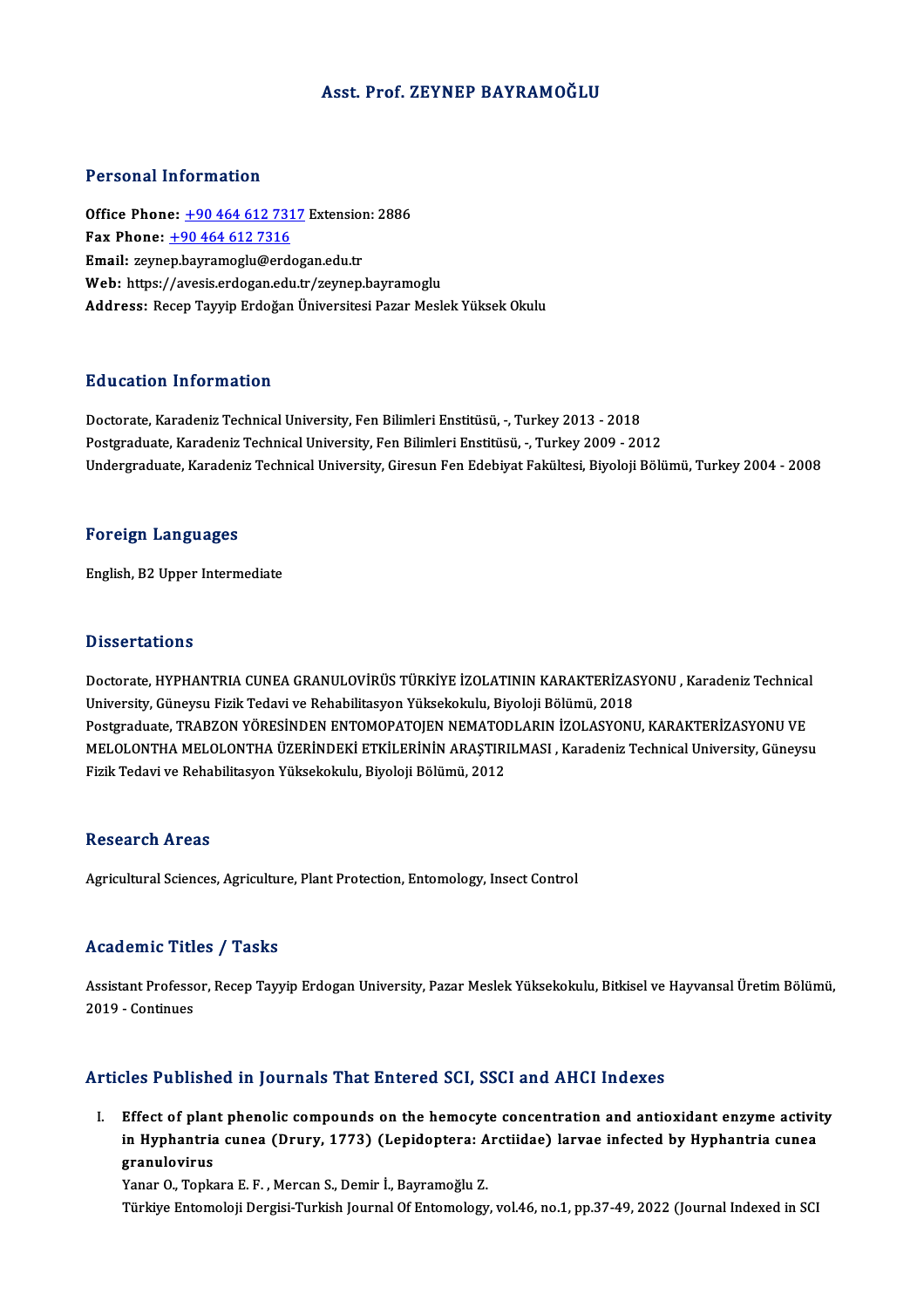# Asst. Prof. ZEYNEP BAYRAMOĞLU

## Personal Information

**Office Phone:** +90 464 612 7317 Extension: 2886
**Fax Phone:** +90 464 612 7316
**Email:** zeynep.bayramoglu@erdogan.edu.tr
**Web:** https://avesis.erdogan.edu.tr/zeynep.bayramoglu
**Address:** Recep Tayyip Erdoğan Üniversitesi Pazar Meslek Yüksek Okulu

## Education Information

Doctorate, Karadeniz Technical University, Fen Bilimleri Enstitüsü, -, Turkey 2013 - 2018
Postgraduate, Karadeniz Technical University, Fen Bilimleri Enstitüsü, -, Turkey 2009 - 2012
Undergraduate, Karadeniz Technical University, Giresun Fen Edebiyat Fakültesi, Biyoloji Bölümü, Turkey 2004 - 2008

## Foreign Languages

English, B2 Upper Intermediate

## Dissertations

Doctorate, HYPHANTRIA CUNEA GRANULOVİRÜS TÜRKİYE İZOLATININ KARAKTERİZASYONU , Karadeniz Technical University, Güneysu Fizik Tedavi ve Rehabilitasyon Yüksekokulu, Biyoloji Bölümü, 2018
Postgraduate, TRABZON YÖRESİNDEN ENTOMOPATOJEN NEMATODLARIN İZOLASYONU, KARAKTERİZASYONU VE MELOLONTHA MELOLONTHA ÜZERİNDEKİ ETKİLERİNİN ARAŞTIRILMASI , Karadeniz Technical University, Güneysu Fizik Tedavi ve Rehabilitasyon Yüksekokulu, Biyoloji Bölümü, 2012

## Research Areas

Agricultural Sciences, Agriculture, Plant Protection, Entomology, Insect Control

## Academic Titles / Tasks

Assistant Professor, Recep Tayyip Erdogan University, Pazar Meslek Yüksekokulu, Bitkisel ve Hayvansal Üretim Bölümü, 2019 - Continues

## Articles Published in Journals That Entered SCI, SSCI and AHCI Indexes

I. **Effect of plant phenolic compounds on the hemocyte concentration and antioxidant enzyme activity in Hyphantria cunea (Drury, 1773) (Lepidoptera: Arctiidae) larvae infected by Hyphantria cunea granulovirus**
Yanar O., Topkara E. F. , Mercan S., Demir İ., Bayramoğlu Z.
Türkiye Entomoloji Dergisi-Turkish Journal Of Entomology, vol.46, no.1, pp.37-49, 2022 (Journal Indexed in SCI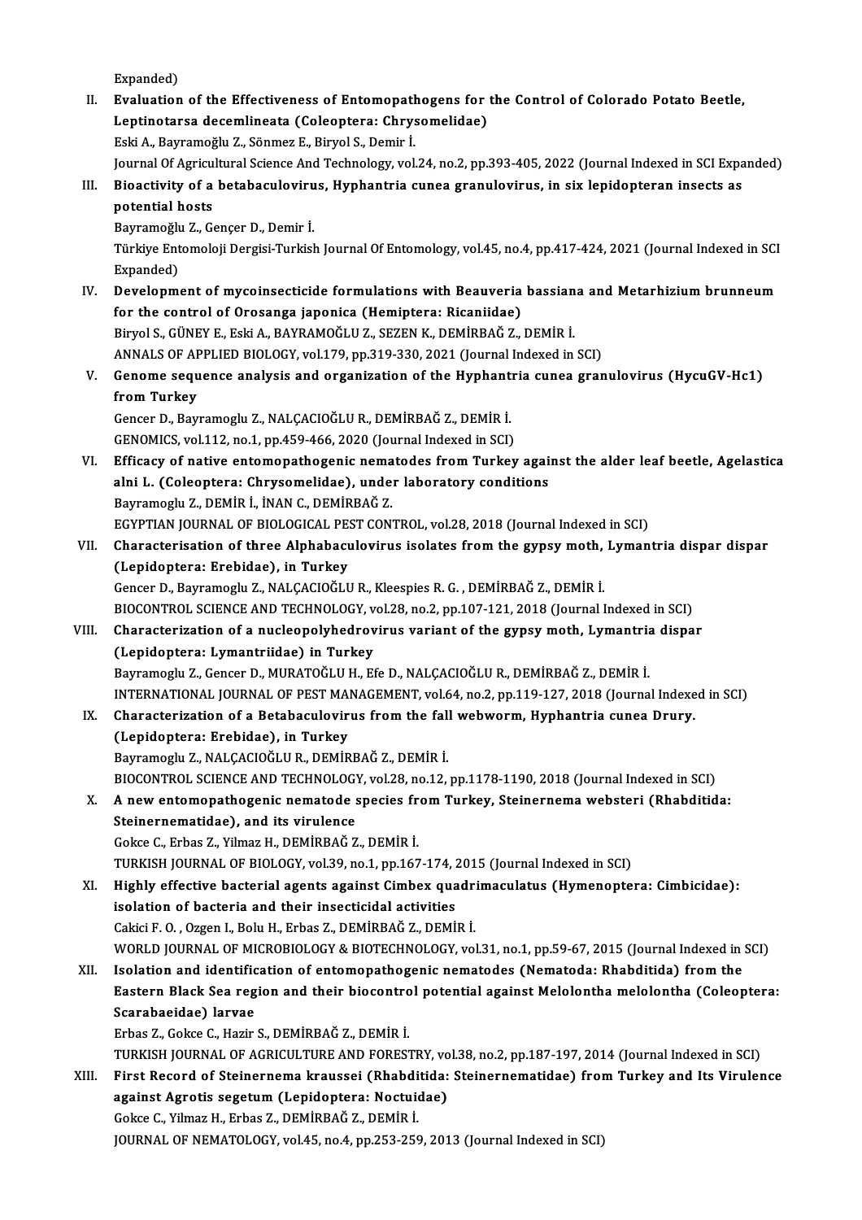Expanded)

II. **Evaluation of the Effectiveness of Entomopathogens for the Control of Colorado Potato Beetle, Leptinotarsa decemlineata (Coleoptera: Chrysomelidae)**
Eski A., Bayramoğlu Z., Sönmez E., Biryol S., Demir İ.
Journal Of Agricultural Science And Technology, vol.24, no.2, pp.393-405, 2022 (Journal Indexed in SCI Expanded)

III. **Bioactivity of a betabaculovirus, Hyphantria cunea granulovirus, in six lepidopteran insects as potential hosts**
Bayramoğlu Z., Gençer D., Demir İ.
Türkiye Entomoloji Dergisi-Turkish Journal Of Entomology, vol.45, no.4, pp.417-424, 2021 (Journal Indexed in SCI Expanded)

IV. **Development of mycoinsecticide formulations with Beauveria bassiana and Metarhizium brunneum for the control of Orosanga japonica (Hemiptera: Ricaniidae)**
Biryol S., GÜNEY E., Eski A., BAYRAMOĞLU Z., SEZEN K., DEMİRBAĞ Z., DEMİR İ.
ANNALS OF APPLIED BIOLOGY, vol.179, pp.319-330, 2021 (Journal Indexed in SCI)

V. **Genome sequence analysis and organization of the Hyphantria cunea granulovirus (HycuGV-Hc1) from Turkey**
Gencer D., Bayramoglu Z., NALÇACIOĞLU R., DEMİRBAĞ Z., DEMİR İ.
GENOMICS, vol.112, no.1, pp.459-466, 2020 (Journal Indexed in SCI)

VI. **Efficacy of native entomopathogenic nematodes from Turkey against the alder leaf beetle, Agelastica alni L. (Coleoptera: Chrysomelidae), under laboratory conditions**
Bayramoglu Z., DEMİR İ., İNAN C., DEMİRBAĞ Z.
EGYPTIAN JOURNAL OF BIOLOGICAL PEST CONTROL, vol.28, 2018 (Journal Indexed in SCI)

VII. **Characterisation of three Alphabaculovirus isolates from the gypsy moth, Lymantria dispar dispar (Lepidoptera: Erebidae), in Turkey**
Gencer D., Bayramoglu Z., NALÇACIOĞLU R., Kleespies R. G. , DEMİRBAĞ Z., DEMİR İ.
BIOCONTROL SCIENCE AND TECHNOLOGY, vol.28, no.2, pp.107-121, 2018 (Journal Indexed in SCI)

VIII. **Characterization of a nucleopolyhedrovirus variant of the gypsy moth, Lymantria dispar (Lepidoptera: Lymantriidae) in Turkey**
Bayramoglu Z., Gencer D., MURATOĞLU H., Efe D., NALÇACIOĞLU R., DEMİRBAĞ Z., DEMİR İ.
INTERNATIONAL JOURNAL OF PEST MANAGEMENT, vol.64, no.2, pp.119-127, 2018 (Journal Indexed in SCI)

IX. **Characterization of a Betabaculovirus from the fall webworm, Hyphantria cunea Drury. (Lepidoptera: Erebidae), in Turkey**
Bayramoglu Z., NALÇACIOĞLU R., DEMİRBAĞ Z., DEMİR İ.
BIOCONTROL SCIENCE AND TECHNOLOGY, vol.28, no.12, pp.1178-1190, 2018 (Journal Indexed in SCI)

X. **A new entomopathogenic nematode species from Turkey, Steinernema websteri (Rhabditida: Steinernematidae), and its virulence**
Gokce C., Erbas Z., Yilmaz H., DEMİRBAĞ Z., DEMİR İ.
TURKISH JOURNAL OF BIOLOGY, vol.39, no.1, pp.167-174, 2015 (Journal Indexed in SCI)

XI. **Highly effective bacterial agents against Cimbex quadrimaculatus (Hymenoptera: Cimbicidae): isolation of bacteria and their insecticidal activities**
Cakici F. O. , Ozgen I., Bolu H., Erbas Z., DEMİRBAĞ Z., DEMİR İ.
WORLD JOURNAL OF MICROBIOLOGY & BIOTECHNOLOGY, vol.31, no.1, pp.59-67, 2015 (Journal Indexed in SCI)

XII. **Isolation and identification of entomopathogenic nematodes (Nematoda: Rhabditida) from the Eastern Black Sea region and their biocontrol potential against Melolontha melolontha (Coleoptera: Scarabaeidae) larvae**
Erbas Z., Gokce C., Hazir S., DEMİRBAĞ Z., DEMİR İ.
TURKISH JOURNAL OF AGRICULTURE AND FORESTRY, vol.38, no.2, pp.187-197, 2014 (Journal Indexed in SCI)

XIII. **First Record of Steinernema kraussei (Rhabditida: Steinernematidae) from Turkey and Its Virulence against Agrotis segetum (Lepidoptera: Noctuidae)**
Gokce C., Yilmaz H., Erbas Z., DEMİRBAĞ Z., DEMİR İ.
JOURNAL OF NEMATOLOGY, vol.45, no.4, pp.253-259, 2013 (Journal Indexed in SCI)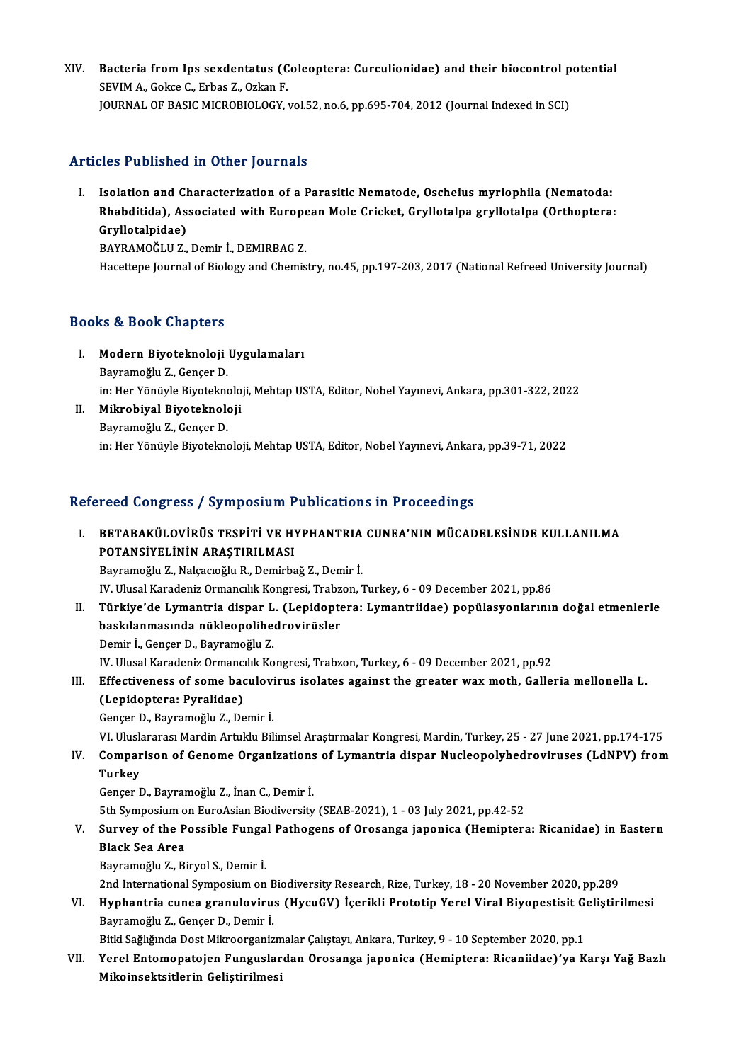XIV. **Bacteria from Ips sexdentatus (Coleoptera: Curculionidae) and their biocontrol potential**
SEVIM A., Gokce C., Erbas Z., Ozkan F.
JOURNAL OF BASIC MICROBIOLOGY, vol.52, no.6, pp.695-704, 2012 (Journal Indexed in SCI)

## Articles Published in Other Journals

I. **Isolation and Characterization of a Parasitic Nematode, Oscheius myriophila (Nematoda: Rhabditida), Associated with European Mole Cricket, Gryllotalpa gryllotalpa (Orthoptera: Gryllotalpidae)**
BAYRAMOĞLU Z., Demir İ., DEMIRBAG Z.
Hacettepe Journal of Biology and Chemistry, no.45, pp.197-203, 2017 (National Refreed University Journal)

## Books & Book Chapters

I. **Modern Biyoteknoloji Uygulamaları**
Bayramoğlu Z., Gençer D.
in: Her Yönüyle Biyoteknoloji, Mehtap USTA, Editor, Nobel Yayınevi, Ankara, pp.301-322, 2022

II. **Mikrobiyal Biyoteknoloji**
Bayramoğlu Z., Gençer D.
in: Her Yönüyle Biyoteknoloji, Mehtap USTA, Editor, Nobel Yayınevi, Ankara, pp.39-71, 2022

## Refereed Congress / Symposium Publications in Proceedings

I. **BETABAKÜLOVİRÜS TESPİTİ VE HYPHANTRIA CUNEA'NIN MÜCADELESİNDE KULLANILMA POTANSİYELİNİN ARAŞTIRILMASI**
Bayramoğlu Z., Nalçacıoğlu R., Demirbağ Z., Demir İ.
IV. Ulusal Karadeniz Ormancılık Kongresi, Trabzon, Turkey, 6 - 09 December 2021, pp.86

II. **Türkiye'de Lymantria dispar L. (Lepidoptera: Lymantriidae) popülasyonlarının doğal etmenlerle baskılanmasında nükleopolihedrovirüsler**
Demir İ., Gençer D., Bayramoğlu Z.
IV. Ulusal Karadeniz Ormancılık Kongresi, Trabzon, Turkey, 6 - 09 December 2021, pp.92

III. **Effectiveness of some baculovirus isolates against the greater wax moth, Galleria mellonella L. (Lepidoptera: Pyralidae)**
Gençer D., Bayramoğlu Z., Demir İ.
VI. Uluslararası Mardin Artuklu Bilimsel Araştırmalar Kongresi, Mardin, Turkey, 25 - 27 June 2021, pp.174-175

IV. **Comparison of Genome Organizations of Lymantria dispar Nucleopolyhedroviruses (LdNPV) from Turkey**
Gençer D., Bayramoğlu Z., İnan C., Demir İ.
5th Symposium on EuroAsian Biodiversity (SEAB-2021), 1 - 03 July 2021, pp.42-52

V. **Survey of the Possible Fungal Pathogens of Orosanga japonica (Hemiptera: Ricanidae) in Eastern Black Sea Area**
Bayramoğlu Z., Biryol S., Demir İ.
2nd International Symposium on Biodiversity Research, Rize, Turkey, 18 - 20 November 2020, pp.289

VI. **Hyphantria cunea granulovirus (HycuGV) İçerikli Prototip Yerel Viral Biyopestisit Geliştirilmesi**
Bayramoğlu Z., Gençer D., Demir İ.
Bitki Sağlığında Dost Mikroorganizmalar Çalıştayı, Ankara, Turkey, 9 - 10 September 2020, pp.1

VII. **Yerel Entomopatojen Funguslardan Orosanga japonica (Hemiptera: Ricaniidae)'ya Karşı Yağ Bazlı Mikoinsektsitlerin Geliştirilmesi**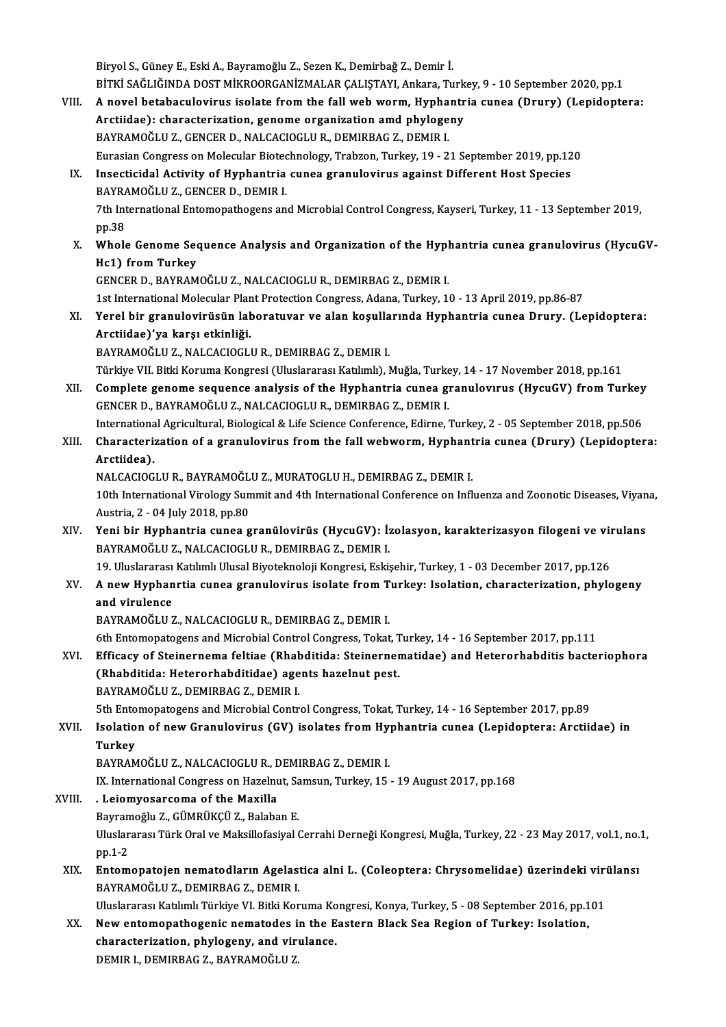Biryol S., Güney E., Eski A., Bayramoğlu Z., Sezen K., Demirbağ Z., Demir İ.
BİTKİ SAĞLIĞINDA DOST MİKROORGANİZMALAR ÇALIŞTAYI, Ankara, Turkey, 9 - 10 September 2020, pp.1

VIII. **A novel betabaculovirus isolate from the fall web worm, Hyphantria cunea (Drury) (Lepidoptera: Arctiidae): characterization, genome organization amd phylogeny**
BAYRAMOĞLU Z., GENCER D., NALCACIOGLU R., DEMIRBAG Z., DEMIR I.
Eurasian Congress on Molecular Biotechnology, Trabzon, Turkey, 19 - 21 September 2019, pp.120

IX. **Insecticidal Activity of Hyphantria cunea granulovirus against Different Host Species**
BAYRAMOĞLU Z., GENCER D., DEMIR I.
7th International Entomopathogens and Microbial Control Congress, Kayseri, Turkey, 11 - 13 September 2019, pp.38

X. **Whole Genome Sequence Analysis and Organization of the Hyphantria cunea granulovirus (HycuGV-Hc1) from Turkey**
GENCER D., BAYRAMOĞLU Z., NALCACIOGLU R., DEMIRBAG Z., DEMIR I.
1st International Molecular Plant Protection Congress, Adana, Turkey, 10 - 13 April 2019, pp.86-87

XI. **Yerel bir granulovirüsün laboratuvar ve alan koşullarında Hyphantria cunea Drury. (Lepidoptera: Arctiidae)'ya karşı etkinliği.**
BAYRAMOĞLU Z., NALCACIOGLU R., DEMIRBAG Z., DEMIR I.
Türkiye VII. Bitki Koruma Kongresi (Uluslararası Katılımlı), Muğla, Turkey, 14 - 17 November 2018, pp.161

XII. **Complete genome sequence analysis of the Hyphantria cunea granulovırus (HycuGV) from Turkey**
GENCER D., BAYRAMOĞLU Z., NALCACIOGLU R., DEMIRBAG Z., DEMIR I.
International Agricultural, Biological & Life Science Conference, Edirne, Turkey, 2 - 05 September 2018, pp.506

XIII. **Characterization of a granulovirus from the fall webworm, Hyphantria cunea (Drury) (Lepidoptera: Arctiidea).**
NALCACIOGLU R., BAYRAMOĞLU Z., MURATOGLU H., DEMIRBAG Z., DEMIR I.
10th International Virology Summit and 4th International Conference on Influenza and Zoonotic Diseases, Viyana, Austria, 2 - 04 July 2018, pp.80

XIV. **Yeni bir Hyphantria cunea granülovirüs (HycuGV): İzolasyon, karakterizasyon filogeni ve virulans**
BAYRAMOĞLU Z., NALCACIOGLU R., DEMIRBAG Z., DEMIR I.
19. Uluslararası Katılımlı Ulusal Biyoteknoloji Kongresi, Eskişehir, Turkey, 1 - 03 December 2017, pp.126

XV. **A new Hyphanrtia cunea granulovirus isolate from Turkey: Isolation, characterization, phylogeny and virulence**
BAYRAMOĞLU Z., NALCACIOGLU R., DEMIRBAG Z., DEMIR I.
6th Entomopatogens and Microbial Control Congress, Tokat, Turkey, 14 - 16 September 2017, pp.111

XVI. **Efficacy of Steinernema feltiae (Rhabditida: Steinernematidae) and Heterorhabditis bacteriophora (Rhabditida: Heterorhabditidae) agents hazelnut pest.**
BAYRAMOĞLU Z., DEMIRBAG Z., DEMIR I.
5th Entomopatogens and Microbial Control Congress, Tokat, Turkey, 14 - 16 September 2017, pp.89

XVII. **Isolation of new Granulovirus (GV) isolates from Hyphantria cunea (Lepidoptera: Arctiidae) in Turkey**
BAYRAMOĞLU Z., NALCACIOGLU R., DEMIRBAG Z., DEMIR I.
IX. International Congress on Hazelnut, Samsun, Turkey, 15 - 19 August 2017, pp.168

XVIII. **. Leiomyosarcoma of the Maxilla**
Bayramoğlu Z., GÜMRÜKÇÜ Z., Balaban E.
Uluslararası Türk Oral ve Maksillofasiyal Cerrahi Derneği Kongresi, Muğla, Turkey, 22 - 23 May 2017, vol.1, no.1, pp.1-2

XIX. **Entomopatojen nematodların Agelastica alni L. (Coleoptera: Chrysomelidae) üzerindeki virülansı**
BAYRAMOĞLU Z., DEMIRBAG Z., DEMIR I.
Uluslararası Katılımlı Türkiye VI. Bitki Koruma Kongresi, Konya, Turkey, 5 - 08 September 2016, pp.101

XX. **New entomopathogenic nematodes in the Eastern Black Sea Region of Turkey: Isolation, characterization, phylogeny, and virulance.**
DEMIR I., DEMIRBAG Z., BAYRAMOĞLU Z.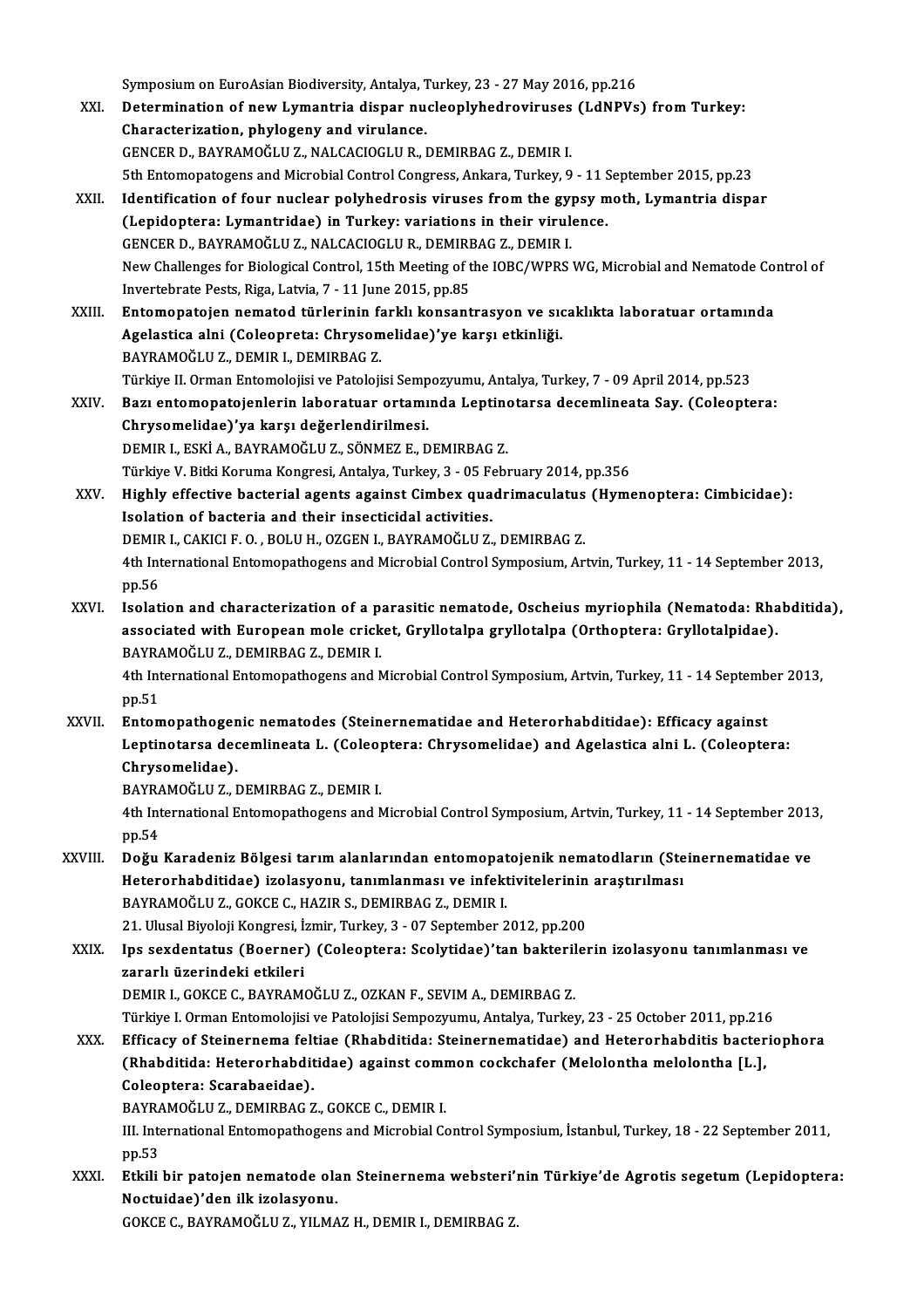Symposium on EuroAsian Biodiversity, Antalya, Turkey, 23 - 27 May 2016, pp.216

XXI. **Determination of new Lymantria dispar nucleoplyhedroviruses (LdNPVs) from Turkey: Characterization, phylogeny and virulance.**
GENCER D., BAYRAMOĞLU Z., NALCACIOGLU R., DEMIRBAG Z., DEMIR I.
5th Entomopatogens and Microbial Control Congress, Ankara, Turkey, 9 - 11 September 2015, pp.23

XXII. **Identification of four nuclear polyhedrosis viruses from the gypsy moth, Lymantria dispar (Lepidoptera: Lymantridae) in Turkey: variations in their virulence.**
GENCER D., BAYRAMOĞLU Z., NALCACIOGLU R., DEMIRBAG Z., DEMIR I.
New Challenges for Biological Control, 15th Meeting of the IOBC/WPRS WG, Microbial and Nematode Control of Invertebrate Pests, Riga, Latvia, 7 - 11 June 2015, pp.85

XXIII. **Entomopatojen nematod türlerinin farklı konsantrasyon ve sıcaklıkta laboratuar ortamında Agelastica alni (Coleopreta: Chrysomelidae)'ye karşı etkinliği.**
BAYRAMOĞLU Z., DEMIR I., DEMIRBAG Z.
Türkiye II. Orman Entomolojisi ve Patolojisi Sempozyumu, Antalya, Turkey, 7 - 09 April 2014, pp.523

XXIV. **Bazı entomopatojenlerin laboratuar ortamında Leptinotarsa decemlineata Say. (Coleoptera: Chrysomelidae)'ya karşı değerlendirilmesi.**
DEMIR I., ESKİ A., BAYRAMOĞLU Z., SÖNMEZ E., DEMIRBAG Z.
Türkiye V. Bitki Koruma Kongresi, Antalya, Turkey, 3 - 05 February 2014, pp.356

XXV. **Highly effective bacterial agents against Cimbex quadrimaculatus (Hymenoptera: Cimbicidae): Isolation of bacteria and their insecticidal activities.**
DEMIR I., CAKICI F. O. , BOLU H., OZGEN I., BAYRAMOĞLU Z., DEMIRBAG Z.
4th International Entomopathogens and Microbial Control Symposium, Artvin, Turkey, 11 - 14 September 2013, pp.56

XXVI. **Isolation and characterization of a parasitic nematode, Oscheius myriophila (Nematoda: Rhabditida), associated with European mole cricket, Gryllotalpa gryllotalpa (Orthoptera: Gryllotalpidae).**
BAYRAMOĞLU Z., DEMIRBAG Z., DEMIR I.
4th International Entomopathogens and Microbial Control Symposium, Artvin, Turkey, 11 - 14 September 2013, pp.51

XXVII. **Entomopathogenic nematodes (Steinernematidae and Heterorhabditidae): Efficacy against Leptinotarsa decemlineata L. (Coleoptera: Chrysomelidae) and Agelastica alni L. (Coleoptera: Chrysomelidae).**
BAYRAMOĞLU Z., DEMIRBAG Z., DEMIR I.
4th International Entomopathogens and Microbial Control Symposium, Artvin, Turkey, 11 - 14 September 2013, pp.54

XXVIII. **Doğu Karadeniz Bölgesi tarım alanlarından entomopatojenik nematodların (Steinernematidae ve Heterorhabditidae) izolasyonu, tanımlanması ve infektivitelerinin araştırılması**
BAYRAMOĞLU Z., GOKCE C., HAZIR S., DEMIRBAG Z., DEMIR I.
21. Ulusal Biyoloji Kongresi, İzmir, Turkey, 3 - 07 September 2012, pp.200

XXIX. **Ips sexdentatus (Boerner) (Coleoptera: Scolytidae)'tan bakterilerin izolasyonu tanımlanması ve zararlı üzerindeki etkileri**
DEMIR I., GOKCE C., BAYRAMOĞLU Z., OZKAN F., SEVIM A., DEMIRBAG Z.
Türkiye I. Orman Entomolojisi ve Patolojisi Sempozyumu, Antalya, Turkey, 23 - 25 October 2011, pp.216

XXX. **Efficacy of Steinernema feltiae (Rhabditida: Steinernematidae) and Heterorhabditis bacteriophora (Rhabditida: Heterorhabditidae) against common cockchafer (Melolontha melolontha [L.], Coleoptera: Scarabaeidae).**
BAYRAMOĞLU Z., DEMIRBAG Z., GOKCE C., DEMIR I.
III. International Entomopathogens and Microbial Control Symposium, İstanbul, Turkey, 18 - 22 September 2011, pp.53

XXXI. **Etkili bir patojen nematode olan Steinernema websteri'nin Türkiye'de Agrotis segetum (Lepidoptera: Noctuidae)'den ilk izolasyonu.**
GOKCE C., BAYRAMOĞLU Z., YILMAZ H., DEMIR I., DEMIRBAG Z.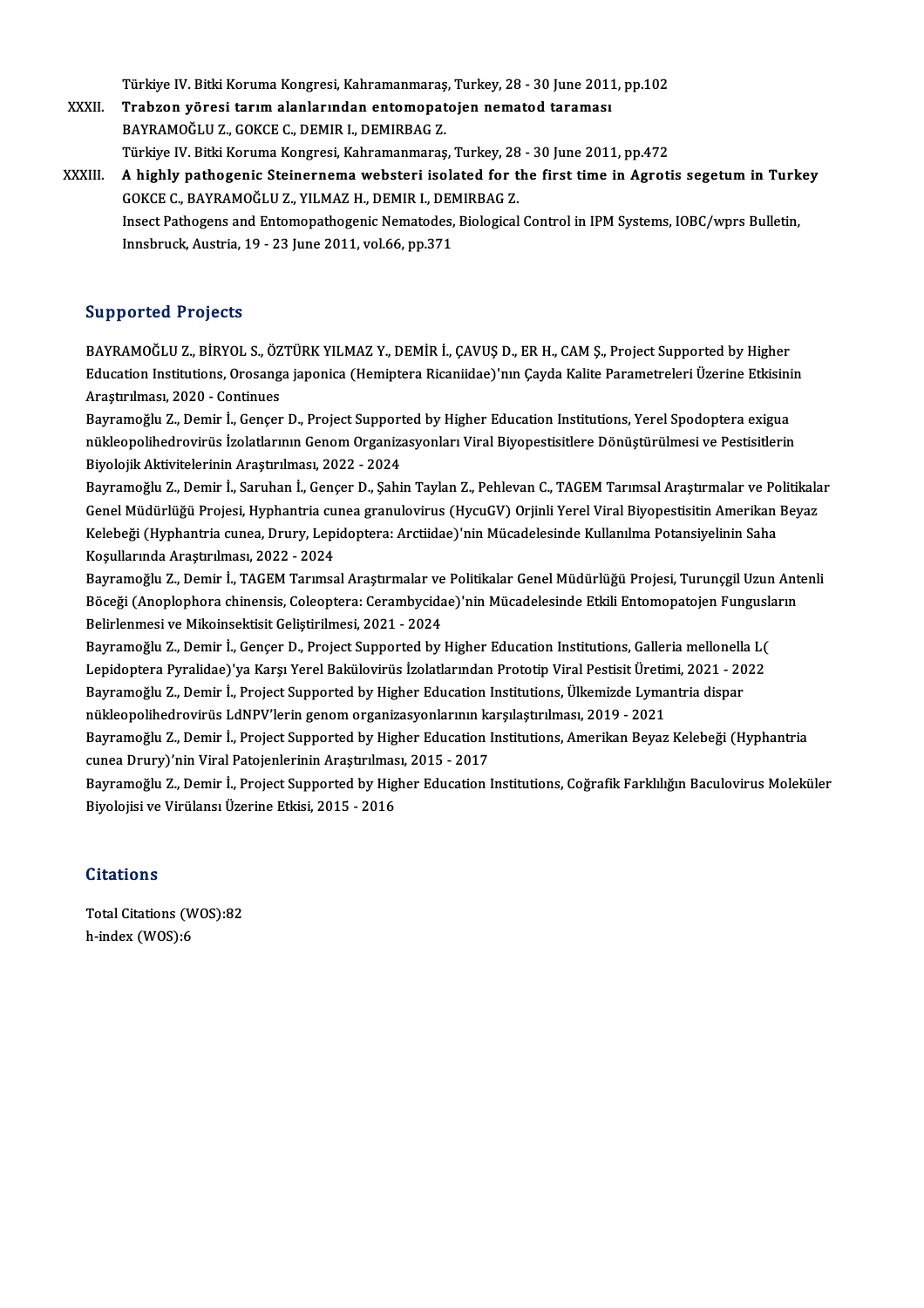Türkiye IV. Bitki Koruma Kongresi, Kahramanmaraş, Turkey, 28 - 30 June 2011, pp.102

XXXII. **Trabzon yöresi tarım alanlarından entomopatojen nematod taraması**
BAYRAMOĞLU Z., GOKCE C., DEMIR I., DEMIRBAG Z.
Türkiye IV. Bitki Koruma Kongresi, Kahramanmaraş, Turkey, 28 - 30 June 2011, pp.472

XXXIII. **A highly pathogenic Steinernema websteri isolated for the first time in Agrotis segetum in Turkey**
GOKCE C., BAYRAMOĞLU Z., YILMAZ H., DEMIR I., DEMIRBAG Z.
Insect Pathogens and Entomopathogenic Nematodes, Biological Control in IPM Systems, IOBC/wprs Bulletin, Innsbruck, Austria, 19 - 23 June 2011, vol.66, pp.371

## Supported Projects

BAYRAMOĞLU Z., BİRYOL S., ÖZTÜRK YILMAZ Y., DEMİR İ., ÇAVUŞ D., ER H., CAM Ş., Project Supported by Higher Education Institutions, Orosanga japonica (Hemiptera Ricaniidae)'nın Çayda Kalite Parametreleri Üzerine Etkisinin Araştırılması, 2020 - Continues

Bayramoğlu Z., Demir İ., Gençer D., Project Supported by Higher Education Institutions, Yerel Spodoptera exigua nükleopolihedrovirüs İzolatlarının Genom Organizasyonları Viral Biyopestisitlere Dönüştürülmesi ve Pestisitlerin Biyolojik Aktivitelerinin Araştırılması, 2022 - 2024

Bayramoğlu Z., Demir İ., Saruhan İ., Gençer D., Şahin Taylan Z., Pehlevan C., TAGEM Tarımsal Araştırmalar ve Politikalar Genel Müdürlüğü Projesi, Hyphantria cunea granulovirus (HycuGV) Orjinli Yerel Viral Biyopestisitin Amerikan Beyaz Kelebeği (Hyphantria cunea, Drury, Lepidoptera: Arctiidae)'nin Mücadelesinde Kullanılma Potansiyelinin Saha Koşullarında Araştırılması, 2022 - 2024

Bayramoğlu Z., Demir İ., TAGEM Tarımsal Araştırmalar ve Politikalar Genel Müdürlüğü Projesi, Turunçgil Uzun Antenli Böceği (Anoplophora chinensis, Coleoptera: Cerambycidae)'nin Mücadelesinde Etkili Entomopatojen Fungusların Belirlenmesi ve Mikoinsektisit Geliştirilmesi, 2021 - 2024

Bayramoğlu Z., Demir İ., Gençer D., Project Supported by Higher Education Institutions, Galleria mellonella L( Lepidoptera Pyralidae)'ya Karşı Yerel Bakülovirüs İzolatlarından Prototip Viral Pestisit Üretimi, 2021 - 2022

Bayramoğlu Z., Demir İ., Project Supported by Higher Education Institutions, Ülkemizde Lymantria dispar nükleopolihedrovirüs LdNPV'lerin genom organizasyonlarının karşılaştırılması, 2019 - 2021

Bayramoğlu Z., Demir İ., Project Supported by Higher Education Institutions, Amerikan Beyaz Kelebeği (Hyphantria cunea Drury)'nin Viral Patojenlerinin Araştırılması, 2015 - 2017

Bayramoğlu Z., Demir İ., Project Supported by Higher Education Institutions, Coğrafik Farklılığın Baculovirus Moleküler Biyolojisi ve Virülansı Üzerine Etkisi, 2015 - 2016

## Citations

Total Citations (WOS):82
h-index (WOS):6